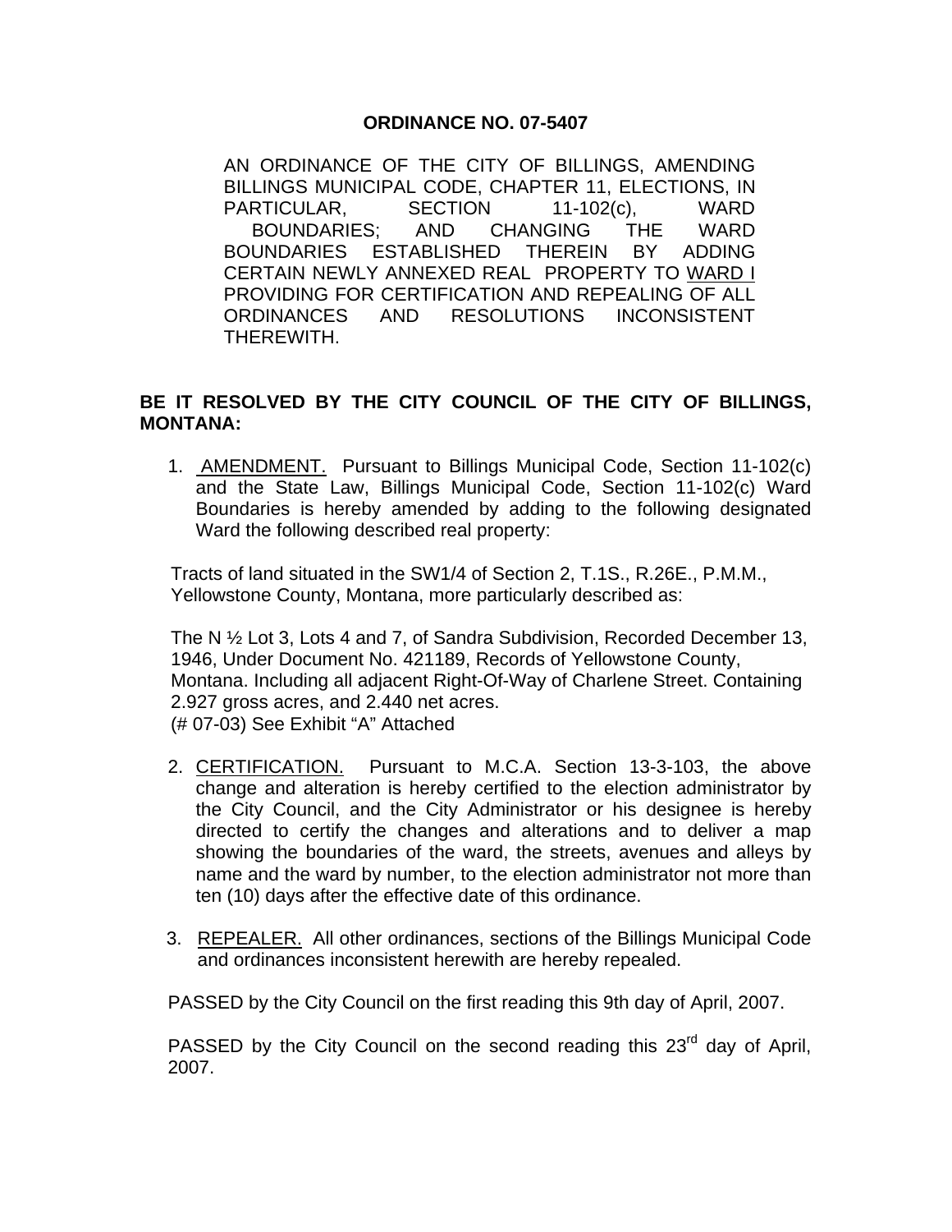# ORDINANCE NO. 07-5407

AN ORDINANCE OF THE CITY OF BILLINGS, AMENDING BILLINGS MUNICIPAL CODE, CHAPTER 11, ELECTIONS, IN PARTICULAR, SECTION 11-102(c), WARD BOUNDARIES; AND CHANGING THE WARD BOUNDARIES ESTABLISHED THEREIN BY ADDING CERTAIN NEWLY ANNEXED REAL PROPERTY TO WARD I PROVIDING FOR CERTIFICATION AND REPEALING OF ALL ORDINANCES AND RESOLUTIONS INCONSISTENT THEREWITH.

**BE IT RESOLVED BY THE CITY COUNCIL OF THE CITY OF BILLINGS, MONTANA:**

1. AMENDMENT. Pursuant to Billings Municipal Code, Section 11-102(c) and the State Law, Billings Municipal Code, Section 11-102(c) Ward Boundaries is hereby amended by adding to the following designated Ward the following described real property:

Tracts of land situated in the SW1/4 of Section 2, T.1S., R.26E., P.M.M., Yellowstone County, Montana, more particularly described as:

The N ½ Lot 3, Lots 4 and 7, of Sandra Subdivision, Recorded December 13, 1946, Under Document No. 421189, Records of Yellowstone County, Montana. Including all adjacent Right-Of-Way of Charlene Street. Containing 2.927 gross acres, and 2.440 net acres.
(# 07-03) See Exhibit "A" Attached

2. CERTIFICATION. Pursuant to M.C.A. Section 13-3-103, the above change and alteration is hereby certified to the election administrator by the City Council, and the City Administrator or his designee is hereby directed to certify the changes and alterations and to deliver a map showing the boundaries of the ward, the streets, avenues and alleys by name and the ward by number, to the election administrator not more than ten (10) days after the effective date of this ordinance.

3. REPEALER. All other ordinances, sections of the Billings Municipal Code and ordinances inconsistent herewith are hereby repealed.

PASSED by the City Council on the first reading this 9th day of April, 2007.

PASSED by the City Council on the second reading this 23rd day of April, 2007.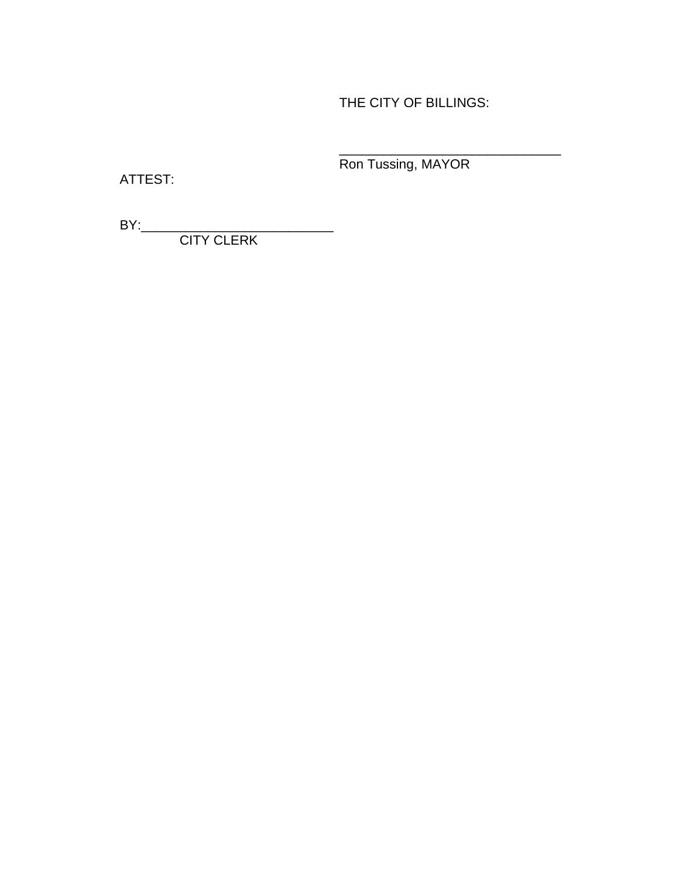THE CITY OF BILLINGS:

_______________________________
Ron Tussing, MAYOR

ATTEST:

BY:___________________________
CITY CLERK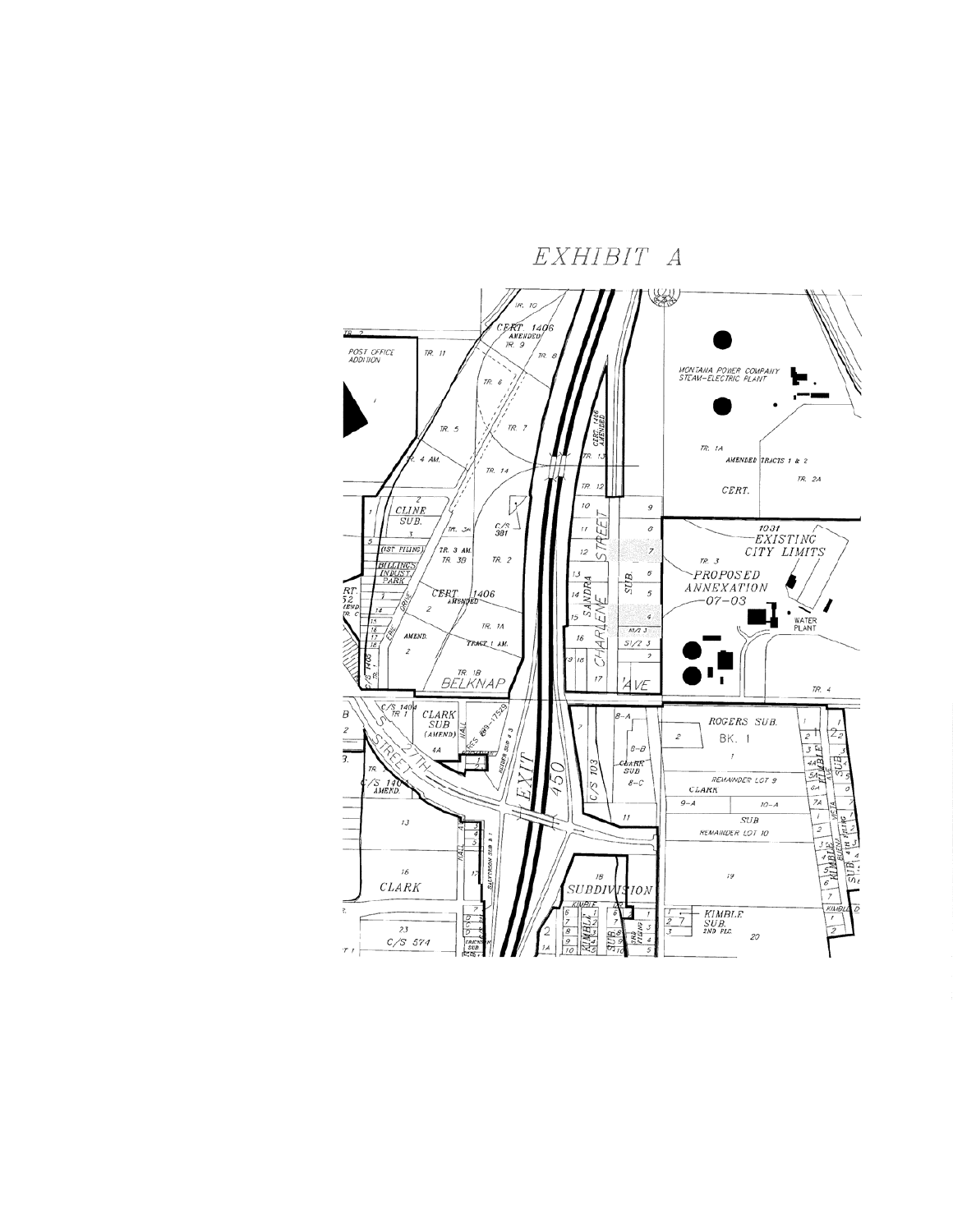# EXHIBIT A

PROPOSED ANNEXATION 07-03

EXISTING CITY LIMITS

MONTANA POWER COMPANY STEAM-ELECTRIC PLANT

WATER PLANT

BELKNAP AVE

S 27TH STREET

EXIT 450

CHARLENE STREET

ROGERS SUB. BK. 1

CLARK SUBDIVISION

KIMBLE SUB. 2ND FLG.

CERT. 1406 AMENDED

CLINE SUB.

BILLINGS INDUST. PARK

POST OFFICE ADDITION

CLARK SUB (AMEND)

C/S 574